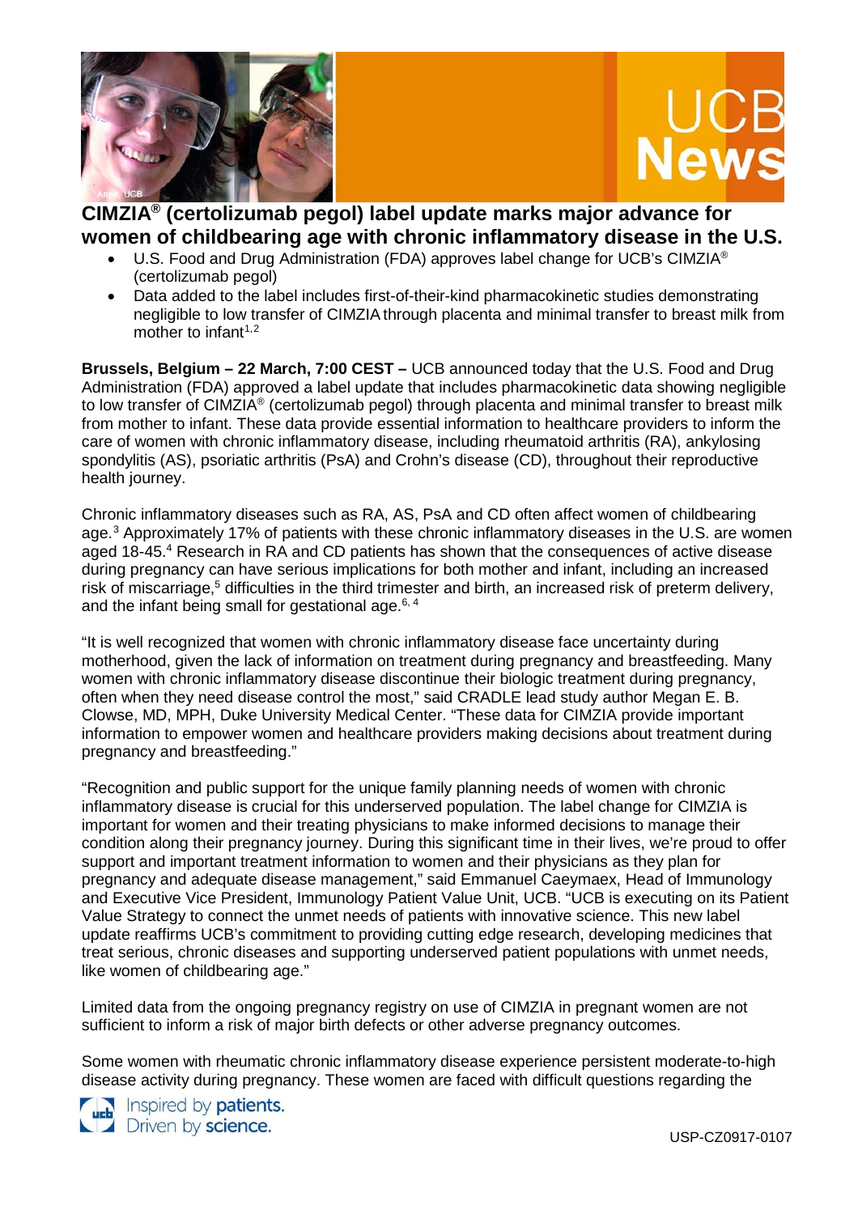# CIMZIA® (certolizumab pegol) label update marks major advance for women of childbearing age with chronic inflammatory disease in the U.S.

- U.S. Food and Drug Administration (FDA) approves label change for UCB's CIMZIA® (certolizumab pegol)
- Data added to the label includes first-of-their-kind pharmacokinetic studies demonstrating negligible to low transfer of CIMZIA through placenta and minimal transfer to breast milk from mother to infant[1,2]

**Brussels, Belgium – 22 March, 7:00 CEST –** UCB announced today that the U.S. Food and Drug Administration (FDA) approved a label update that includes pharmacokinetic data showing negligible to low transfer of CIMZIA® (certolizumab pegol) through placenta and minimal transfer to breast milk from mother to infant. These data provide essential information to healthcare providers to inform the care of women with chronic inflammatory disease, including rheumatoid arthritis (RA), ankylosing spondylitis (AS), psoriatic arthritis (PsA) and Crohn's disease (CD), throughout their reproductive health journey.

Chronic inflammatory diseases such as RA, AS, PsA and CD often affect women of childbearing age.[3] Approximately 17% of patients with these chronic inflammatory diseases in the U.S. are women aged 18-45.[4] Research in RA and CD patients has shown that the consequences of active disease during pregnancy can have serious implications for both mother and infant, including an increased risk of miscarriage,[5] difficulties in the third trimester and birth, an increased risk of preterm delivery, and the infant being small for gestational age.[6, 4]

"It is well recognized that women with chronic inflammatory disease face uncertainty during motherhood, given the lack of information on treatment during pregnancy and breastfeeding. Many women with chronic inflammatory disease discontinue their biologic treatment during pregnancy, often when they need disease control the most," said CRADLE lead study author Megan E. B. Clowse, MD, MPH, Duke University Medical Center. "These data for CIMZIA provide important information to empower women and healthcare providers making decisions about treatment during pregnancy and breastfeeding."

"Recognition and public support for the unique family planning needs of women with chronic inflammatory disease is crucial for this underserved population. The label change for CIMZIA is important for women and their treating physicians to make informed decisions to manage their condition along their pregnancy journey. During this significant time in their lives, we're proud to offer support and important treatment information to women and their physicians as they plan for pregnancy and adequate disease management," said Emmanuel Caeymaex, Head of Immunology and Executive Vice President, Immunology Patient Value Unit, UCB. "UCB is executing on its Patient Value Strategy to connect the unmet needs of patients with innovative science. This new label update reaffirms UCB's commitment to providing cutting edge research, developing medicines that treat serious, chronic diseases and supporting underserved patient populations with unmet needs, like women of childbearing age."

Limited data from the ongoing pregnancy registry on use of CIMZIA in pregnant women are not sufficient to inform a risk of major birth defects or other adverse pregnancy outcomes.

Some women with rheumatic chronic inflammatory disease experience persistent moderate-to-high disease activity during pregnancy. These women are faced with difficult questions regarding the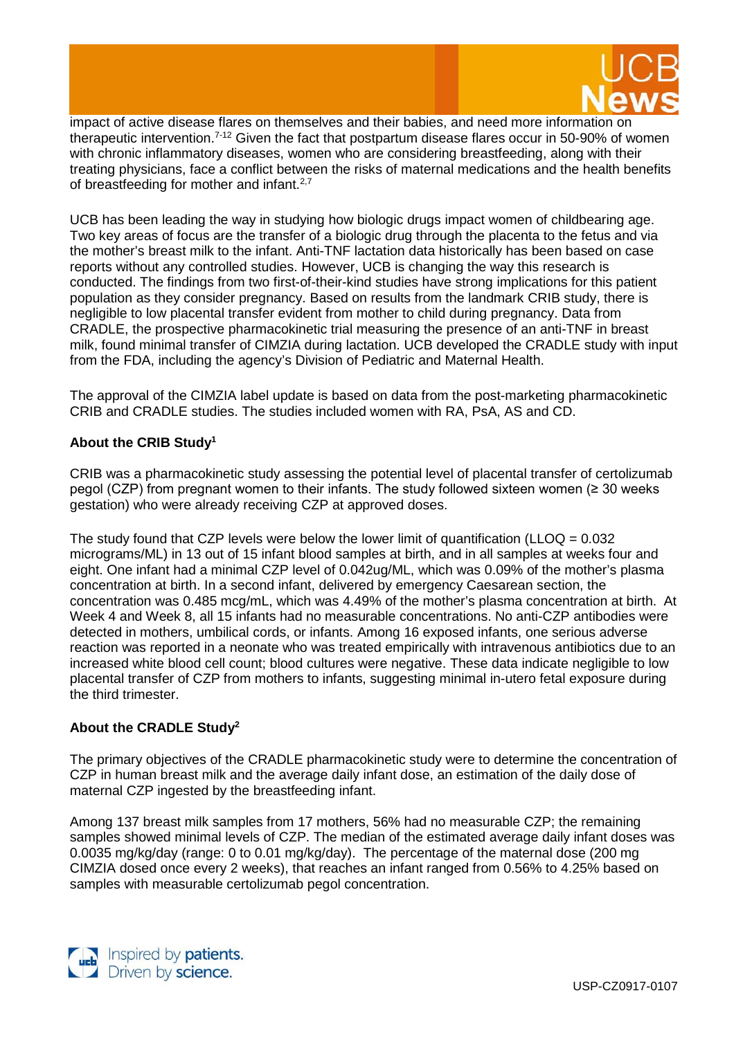impact of active disease flares on themselves and their babies, and need more information on therapeutic intervention.[7-12] Given the fact that postpartum disease flares occur in 50-90% of women with chronic inflammatory diseases, women who are considering breastfeeding, along with their treating physicians, face a conflict between the risks of maternal medications and the health benefits of breastfeeding for mother and infant.[2,7]

UCB has been leading the way in studying how biologic drugs impact women of childbearing age. Two key areas of focus are the transfer of a biologic drug through the placenta to the fetus and via the mother's breast milk to the infant. Anti-TNF lactation data historically has been based on case reports without any controlled studies. However, UCB is changing the way this research is conducted. The findings from two first-of-their-kind studies have strong implications for this patient population as they consider pregnancy. Based on results from the landmark CRIB study, there is negligible to low placental transfer evident from mother to child during pregnancy. Data from CRADLE, the prospective pharmacokinetic trial measuring the presence of an anti-TNF in breast milk, found minimal transfer of CIMZIA during lactation. UCB developed the CRADLE study with input from the FDA, including the agency's Division of Pediatric and Maternal Health.

The approval of the CIMZIA label update is based on data from the post-marketing pharmacokinetic CRIB and CRADLE studies. The studies included women with RA, PsA, AS and CD.

**About the CRIB Study[1]**

CRIB was a pharmacokinetic study assessing the potential level of placental transfer of certolizumab pegol (CZP) from pregnant women to their infants. The study followed sixteen women (≥ 30 weeks gestation) who were already receiving CZP at approved doses.

The study found that CZP levels were below the lower limit of quantification (LLOQ = 0.032 micrograms/ML) in 13 out of 15 infant blood samples at birth, and in all samples at weeks four and eight. One infant had a minimal CZP level of 0.042ug/mL, which was 0.09% of the mother's plasma concentration at birth. In a second infant, delivered by emergency Caesarean section, the concentration was 0.485 mcg/mL, which was 4.49% of the mother's plasma concentration at birth. At Week 4 and Week 8, all 15 infants had no measurable concentrations. No anti-CZP antibodies were detected in mothers, umbilical cords, or infants. Among 16 exposed infants, one serious adverse reaction was reported in a neonate who was treated empirically with intravenous antibiotics due to an increased white blood cell count; blood cultures were negative. These data indicate negligible to low placental transfer of CZP from mothers to infants, suggesting minimal in-utero fetal exposure during the third trimester.

**About the CRADLE Study[2]**

The primary objectives of the CRADLE pharmacokinetic study were to determine the concentration of CZP in human breast milk and the average daily infant dose, an estimation of the daily dose of maternal CZP ingested by the breastfeeding infant.

Among 137 breast milk samples from 17 mothers, 56% had no measurable CZP; the remaining samples showed minimal levels of CZP. The median of the estimated average daily infant doses was 0.0035 mg/kg/day (range: 0 to 0.01 mg/kg/day). The percentage of the maternal dose (200 mg CIMZIA dosed once every 2 weeks), that reaches an infant ranged from 0.56% to 4.25% based on samples with measurable certolizumab pegol concentration.

USP-CZ0917-0107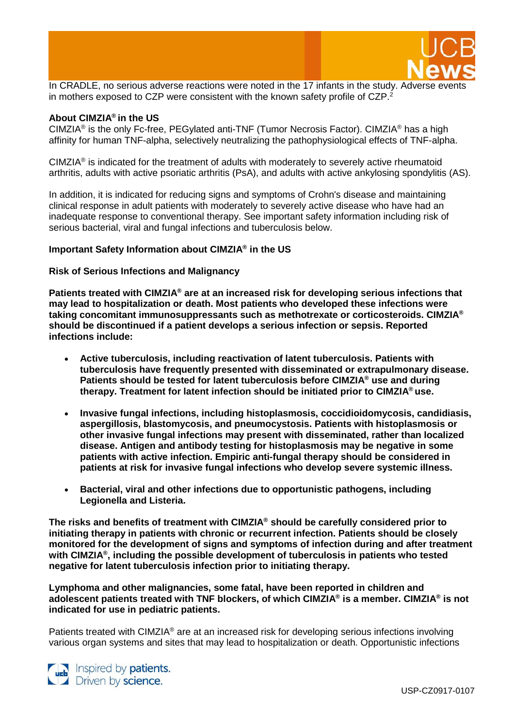In CRADLE, no serious adverse reactions were noted in the 17 infants in the study. Adverse events in mothers exposed to CZP were consistent with the known safety profile of CZP.[2]

**About CIMZIA® in the US**

CIMZIA® is the only Fc-free, PEGylated anti-TNF (Tumor Necrosis Factor). CIMZIA® has a high affinity for human TNF-alpha, selectively neutralizing the pathophysiological effects of TNF-alpha.

CIMZIA® is indicated for the treatment of adults with moderately to severely active rheumatoid arthritis, adults with active psoriatic arthritis (PsA), and adults with active ankylosing spondylitis (AS).

In addition, it is indicated for reducing signs and symptoms of Crohn's disease and maintaining clinical response in adult patients with moderately to severely active disease who have had an inadequate response to conventional therapy. See important safety information including risk of serious bacterial, viral and fungal infections and tuberculosis below.

**Important Safety Information about CIMZIA® in the US**

**Risk of Serious Infections and Malignancy**

**Patients treated with CIMZIA® are at an increased risk for developing serious infections that may lead to hospitalization or death. Most patients who developed these infections were taking concomitant immunosuppressants such as methotrexate or corticosteroids. CIMZIA® should be discontinued if a patient develops a serious infection or sepsis. Reported infections include:**

- **Active tuberculosis, including reactivation of latent tuberculosis. Patients with tuberculosis have frequently presented with disseminated or extrapulmonary disease. Patients should be tested for latent tuberculosis before CIMZIA® use and during therapy. Treatment for latent infection should be initiated prior to CIMZIA® use.**

- **Invasive fungal infections, including histoplasmosis, coccidioidomycosis, candidiasis, aspergillosis, blastomycosis, and pneumocystosis. Patients with histoplasmosis or other invasive fungal infections may present with disseminated, rather than localized disease. Antigen and antibody testing for histoplasmosis may be negative in some patients with active infection. Empiric anti-fungal therapy should be considered in patients at risk for invasive fungal infections who develop severe systemic illness.**

- **Bacterial, viral and other infections due to opportunistic pathogens, including Legionella and Listeria.**

**The risks and benefits of treatment with CIMZIA® should be carefully considered prior to initiating therapy in patients with chronic or recurrent infection. Patients should be closely monitored for the development of signs and symptoms of infection during and after treatment with CIMZIA®, including the possible development of tuberculosis in patients who tested negative for latent tuberculosis infection prior to initiating therapy.**

**Lymphoma and other malignancies, some fatal, have been reported in children and adolescent patients treated with TNF blockers, of which CIMZIA® is a member. CIMZIA® is not indicated for use in pediatric patients.**

Patients treated with CIMZIA® are at an increased risk for developing serious infections involving various organ systems and sites that may lead to hospitalization or death. Opportunistic infections

USP-CZ0917-0107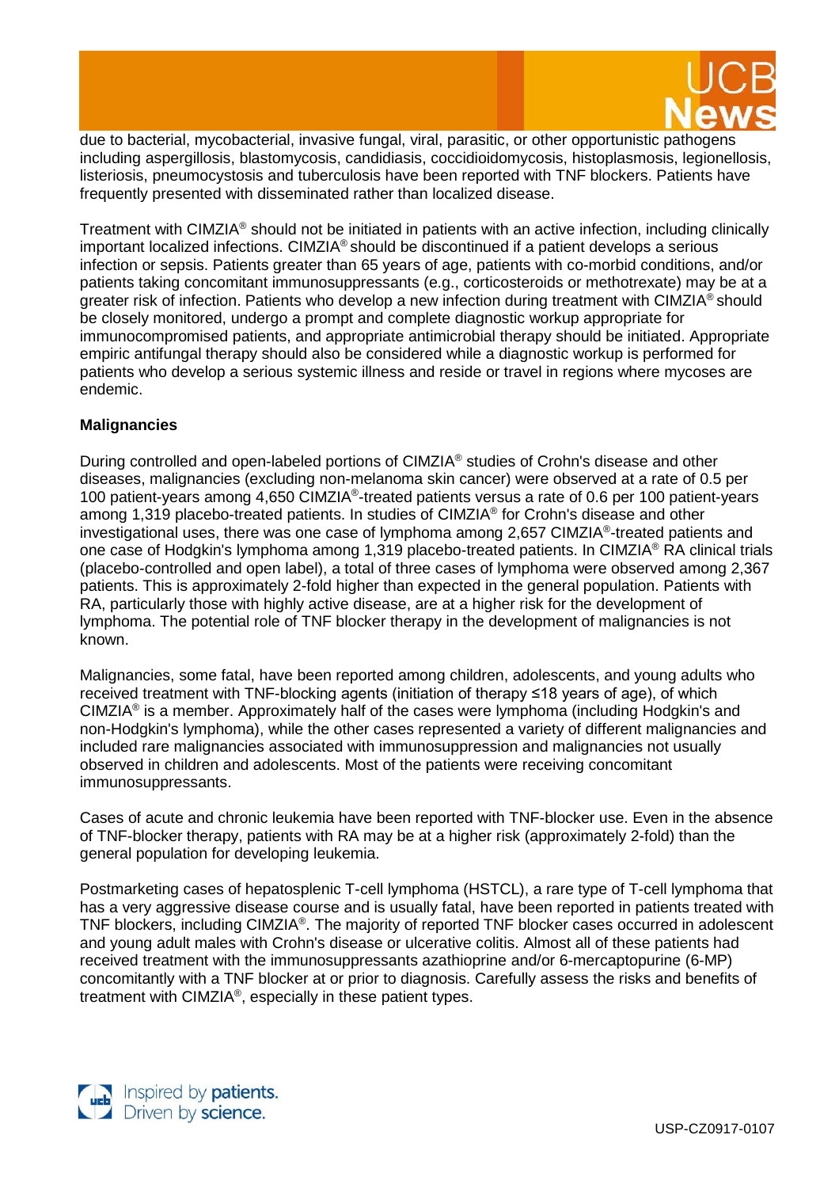due to bacterial, mycobacterial, invasive fungal, viral, parasitic, or other opportunistic pathogens including aspergillosis, blastomycosis, candidiasis, coccidioidomycosis, histoplasmosis, legionellosis, listeriosis, pneumocystosis and tuberculosis have been reported with TNF blockers. Patients have frequently presented with disseminated rather than localized disease.

Treatment with CIMZIA® should not be initiated in patients with an active infection, including clinically important localized infections. CIMZIA® should be discontinued if a patient develops a serious infection or sepsis. Patients greater than 65 years of age, patients with co-morbid conditions, and/or patients taking concomitant immunosuppressants (e.g., corticosteroids or methotrexate) may be at a greater risk of infection. Patients who develop a new infection during treatment with CIMZIA® should be closely monitored, undergo a prompt and complete diagnostic workup appropriate for immunocompromised patients, and appropriate antimicrobial therapy should be initiated. Appropriate empiric antifungal therapy should also be considered while a diagnostic workup is performed for patients who develop a serious systemic illness and reside or travel in regions where mycoses are endemic.

**Malignancies**

During controlled and open-labeled portions of CIMZIA® studies of Crohn's disease and other diseases, malignancies (excluding non-melanoma skin cancer) were observed at a rate of 0.5 per 100 patient-years among 4,650 CIMZIA®-treated patients versus a rate of 0.6 per 100 patient-years among 1,319 placebo-treated patients. In studies of CIMZIA® for Crohn's disease and other investigational uses, there was one case of lymphoma among 2,657 CIMZIA®-treated patients and one case of Hodgkin's lymphoma among 1,319 placebo-treated patients. In CIMZIA® RA clinical trials (placebo-controlled and open label), a total of three cases of lymphoma were observed among 2,367 patients. This is approximately 2-fold higher than expected in the general population. Patients with RA, particularly those with highly active disease, are at a higher risk for the development of lymphoma. The potential role of TNF blocker therapy in the development of malignancies is not known.

Malignancies, some fatal, have been reported among children, adolescents, and young adults who received treatment with TNF-blocking agents (initiation of therapy ≤18 years of age), of which CIMZIA® is a member. Approximately half of the cases were lymphoma (including Hodgkin's and non-Hodgkin's lymphoma), while the other cases represented a variety of different malignancies and included rare malignancies associated with immunosuppression and malignancies not usually observed in children and adolescents. Most of the patients were receiving concomitant immunosuppressants.

Cases of acute and chronic leukemia have been reported with TNF-blocker use. Even in the absence of TNF-blocker therapy, patients with RA may be at a higher risk (approximately 2-fold) than the general population for developing leukemia.

Postmarketing cases of hepatosplenic T-cell lymphoma (HSTCL), a rare type of T-cell lymphoma that has a very aggressive disease course and is usually fatal, have been reported in patients treated with TNF blockers, including CIMZIA®. The majority of reported TNF blocker cases occurred in adolescent and young adult males with Crohn's disease or ulcerative colitis. Almost all of these patients had received treatment with the immunosuppressants azathioprine and/or 6-mercaptopurine (6-MP) concomitantly with a TNF blocker at or prior to diagnosis. Carefully assess the risks and benefits of treatment with CIMZIA®, especially in these patient types.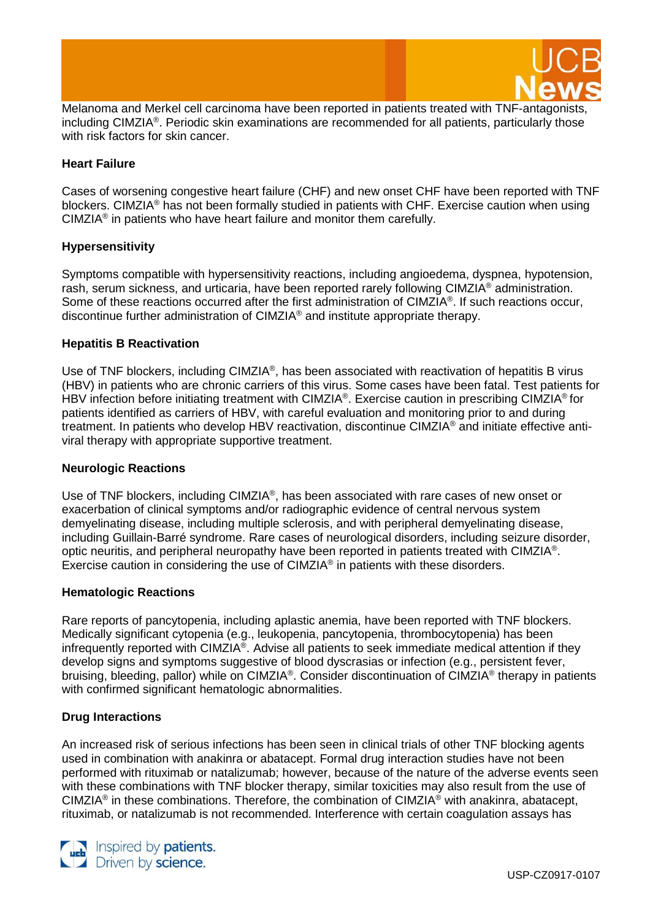Melanoma and Merkel cell carcinoma have been reported in patients treated with TNF-antagonists, including CIMZIA®. Periodic skin examinations are recommended for all patients, particularly those with risk factors for skin cancer.

**Heart Failure**

Cases of worsening congestive heart failure (CHF) and new onset CHF have been reported with TNF blockers. CIMZIA® has not been formally studied in patients with CHF. Exercise caution when using CIMZIA® in patients who have heart failure and monitor them carefully.

**Hypersensitivity**

Symptoms compatible with hypersensitivity reactions, including angioedema, dyspnea, hypotension, rash, serum sickness, and urticaria, have been reported rarely following CIMZIA® administration. Some of these reactions occurred after the first administration of CIMZIA®. If such reactions occur, discontinue further administration of CIMZIA® and institute appropriate therapy.

**Hepatitis B Reactivation**

Use of TNF blockers, including CIMZIA®, has been associated with reactivation of hepatitis B virus (HBV) in patients who are chronic carriers of this virus. Some cases have been fatal. Test patients for HBV infection before initiating treatment with CIMZIA®. Exercise caution in prescribing CIMZIA® for patients identified as carriers of HBV, with careful evaluation and monitoring prior to and during treatment. In patients who develop HBV reactivation, discontinue CIMZIA® and initiate effective anti-viral therapy with appropriate supportive treatment.

**Neurologic Reactions**

Use of TNF blockers, including CIMZIA®, has been associated with rare cases of new onset or exacerbation of clinical symptoms and/or radiographic evidence of central nervous system demyelinating disease, including multiple sclerosis, and with peripheral demyelinating disease, including Guillain-Barré syndrome. Rare cases of neurological disorders, including seizure disorder, optic neuritis, and peripheral neuropathy have been reported in patients treated with CIMZIA®. Exercise caution in considering the use of CIMZIA® in patients with these disorders.

**Hematologic Reactions**

Rare reports of pancytopenia, including aplastic anemia, have been reported with TNF blockers. Medically significant cytopenia (e.g., leukopenia, pancytopenia, thrombocytopenia) has been infrequently reported with CIMZIA®. Advise all patients to seek immediate medical attention if they develop signs and symptoms suggestive of blood dyscrasias or infection (e.g., persistent fever, bruising, bleeding, pallor) while on CIMZIA®. Consider discontinuation of CIMZIA® therapy in patients with confirmed significant hematologic abnormalities.

**Drug Interactions**

An increased risk of serious infections has been seen in clinical trials of other TNF blocking agents used in combination with anakinra or abatacept. Formal drug interaction studies have not been performed with rituximab or natalizumab; however, because of the nature of the adverse events seen with these combinations with TNF blocker therapy, similar toxicities may also result from the use of CIMZIA® in these combinations. Therefore, the combination of CIMZIA® with anakinra, abatacept, rituximab, or natalizumab is not recommended. Interference with certain coagulation assays has

USP-CZ0917-0107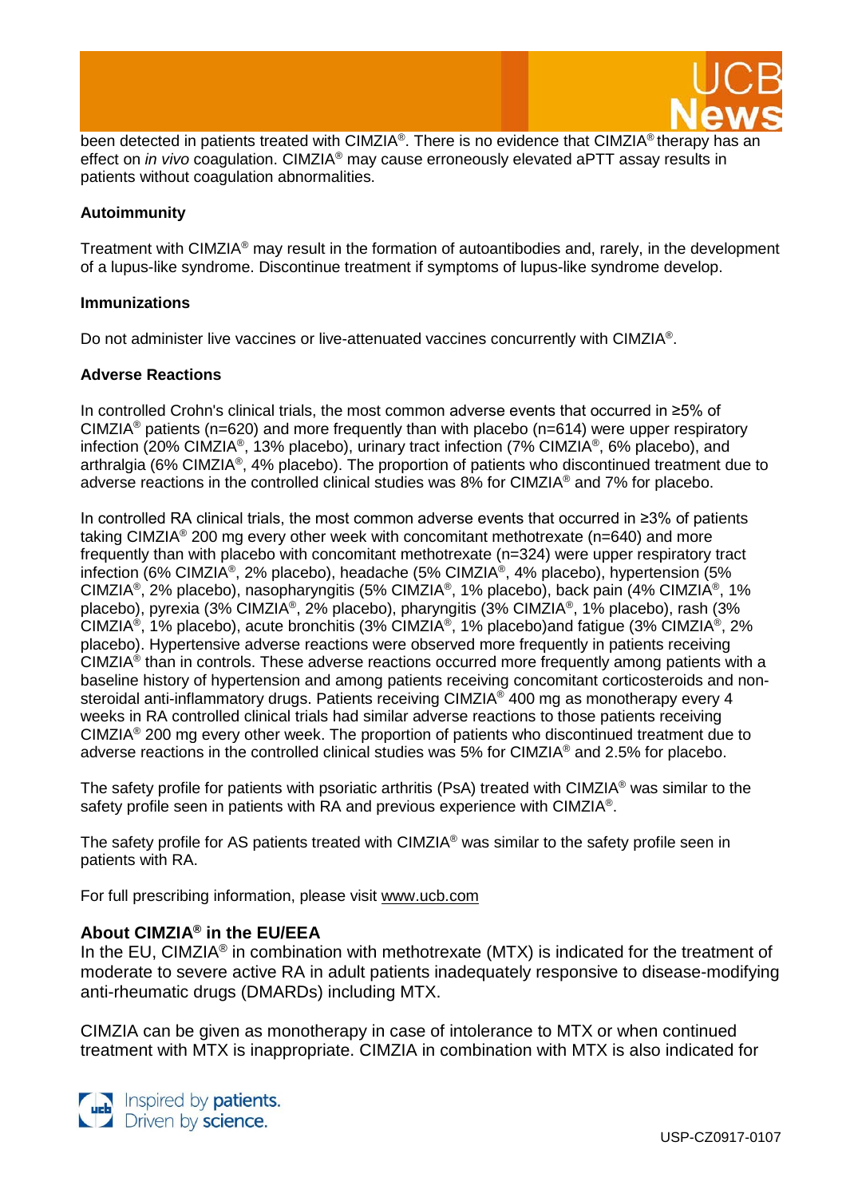been detected in patients treated with CIMZIA®. There is no evidence that CIMZIA® therapy has an effect on *in vivo* coagulation. CIMZIA® may cause erroneously elevated aPTT assay results in patients without coagulation abnormalities.

**Autoimmunity**

Treatment with CIMZIA® may result in the formation of autoantibodies and, rarely, in the development of a lupus-like syndrome. Discontinue treatment if symptoms of lupus-like syndrome develop.

**Immunizations**

Do not administer live vaccines or live-attenuated vaccines concurrently with CIMZIA®.

**Adverse Reactions**

In controlled Crohn's clinical trials, the most common adverse events that occurred in ≥5% of CIMZIA® patients (n=620) and more frequently than with placebo (n=614) were upper respiratory infection (20% CIMZIA®, 13% placebo), urinary tract infection (7% CIMZIA®, 6% placebo), and arthralgia (6% CIMZIA®, 4% placebo). The proportion of patients who discontinued treatment due to adverse reactions in the controlled clinical studies was 8% for CIMZIA® and 7% for placebo.

In controlled RA clinical trials, the most common adverse events that occurred in ≥3% of patients taking CIMZIA® 200 mg every other week with concomitant methotrexate (n=640) and more frequently than with placebo with concomitant methotrexate (n=324) were upper respiratory tract infection (6% CIMZIA®, 2% placebo), headache (5% CIMZIA®, 4% placebo), hypertension (5% CIMZIA®, 2% placebo), nasopharyngitis (5% CIMZIA®, 1% placebo), back pain (4% CIMZIA®, 1% placebo), pyrexia (3% CIMZIA®, 2% placebo), pharyngitis (3% CIMZIA®, 1% placebo), rash (3% CIMZIA®, 1% placebo), acute bronchitis (3% CIMZIA®, 1% placebo)and fatigue (3% CIMZIA®, 2% placebo). Hypertensive adverse reactions were observed more frequently in patients receiving CIMZIA® than in controls. These adverse reactions occurred more frequently among patients with a baseline history of hypertension and among patients receiving concomitant corticosteroids and non-steroidal anti-inflammatory drugs. Patients receiving CIMZIA® 400 mg as monotherapy every 4 weeks in RA controlled clinical trials had similar adverse reactions to those patients receiving CIMZIA® 200 mg every other week. The proportion of patients who discontinued treatment due to adverse reactions in the controlled clinical studies was 5% for CIMZIA® and 2.5% for placebo.

The safety profile for patients with psoriatic arthritis (PsA) treated with CIMZIA® was similar to the safety profile seen in patients with RA and previous experience with CIMZIA®.

The safety profile for AS patients treated with CIMZIA® was similar to the safety profile seen in patients with RA.

For full prescribing information, please visit www.ucb.com

### About CIMZIA® in the EU/EEA

In the EU, CIMZIA® in combination with methotrexate (MTX) is indicated for the treatment of moderate to severe active RA in adult patients inadequately responsive to disease-modifying anti-rheumatic drugs (DMARDs) including MTX.

CIMZIA can be given as monotherapy in case of intolerance to MTX or when continued treatment with MTX is inappropriate. CIMZIA in combination with MTX is also indicated for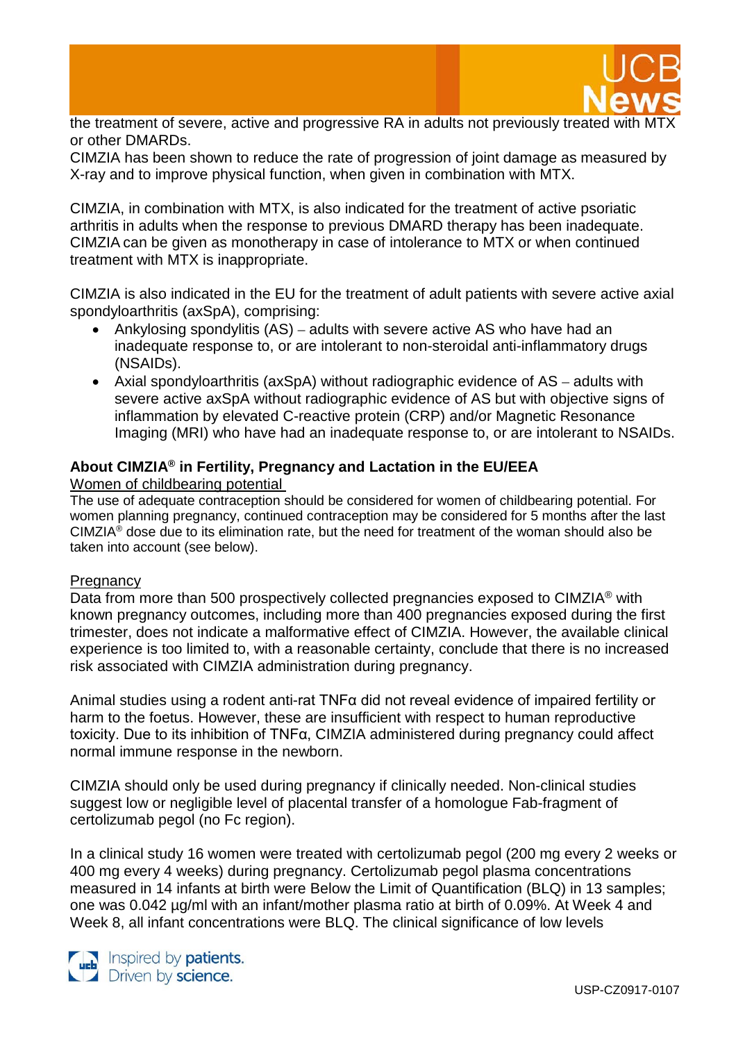the treatment of severe, active and progressive RA in adults not previously treated with MTX or other DMARDs.
CIMZIA has been shown to reduce the rate of progression of joint damage as measured by X-ray and to improve physical function, when given in combination with MTX.

CIMZIA, in combination with MTX, is also indicated for the treatment of active psoriatic arthritis in adults when the response to previous DMARD therapy has been inadequate. CIMZIA can be given as monotherapy in case of intolerance to MTX or when continued treatment with MTX is inappropriate.

CIMZIA is also indicated in the EU for the treatment of adult patients with severe active axial spondyloarthritis (axSpA), comprising:

- Ankylosing spondylitis (AS) – adults with severe active AS who have had an inadequate response to, or are intolerant to non-steroidal anti-inflammatory drugs (NSAIDs).
- Axial spondyloarthritis (axSpA) without radiographic evidence of AS – adults with severe active axSpA without radiographic evidence of AS but with objective signs of inflammation by elevated C-reactive protein (CRP) and/or Magnetic Resonance Imaging (MRI) who have had an inadequate response to, or are intolerant to NSAIDs.

**About CIMZIA® in Fertility, Pregnancy and Lactation in the EU/EEA**

Women of childbearing potential

The use of adequate contraception should be considered for women of childbearing potential. For women planning pregnancy, continued contraception may be considered for 5 months after the last CIMZIA® dose due to its elimination rate, but the need for treatment of the woman should also be taken into account (see below).

Pregnancy

Data from more than 500 prospectively collected pregnancies exposed to CIMZIA® with known pregnancy outcomes, including more than 400 pregnancies exposed during the first trimester, does not indicate a malformative effect of CIMZIA. However, the available clinical experience is too limited to, with a reasonable certainty, conclude that there is no increased risk associated with CIMZIA administration during pregnancy.

Animal studies using a rodent anti-rat TNFα did not reveal evidence of impaired fertility or harm to the foetus. However, these are insufficient with respect to human reproductive toxicity. Due to its inhibition of TNFα, CIMZIA administered during pregnancy could affect normal immune response in the newborn.

CIMZIA should only be used during pregnancy if clinically needed. Non-clinical studies suggest low or negligible level of placental transfer of a homologue Fab-fragment of certolizumab pegol (no Fc region).

In a clinical study 16 women were treated with certolizumab pegol (200 mg every 2 weeks or 400 mg every 4 weeks) during pregnancy. Certolizumab pegol plasma concentrations measured in 14 infants at birth were Below the Limit of Quantification (BLQ) in 13 samples; one was 0.042 µg/ml with an infant/mother plasma ratio at birth of 0.09%. At Week 4 and Week 8, all infant concentrations were BLQ. The clinical significance of low levels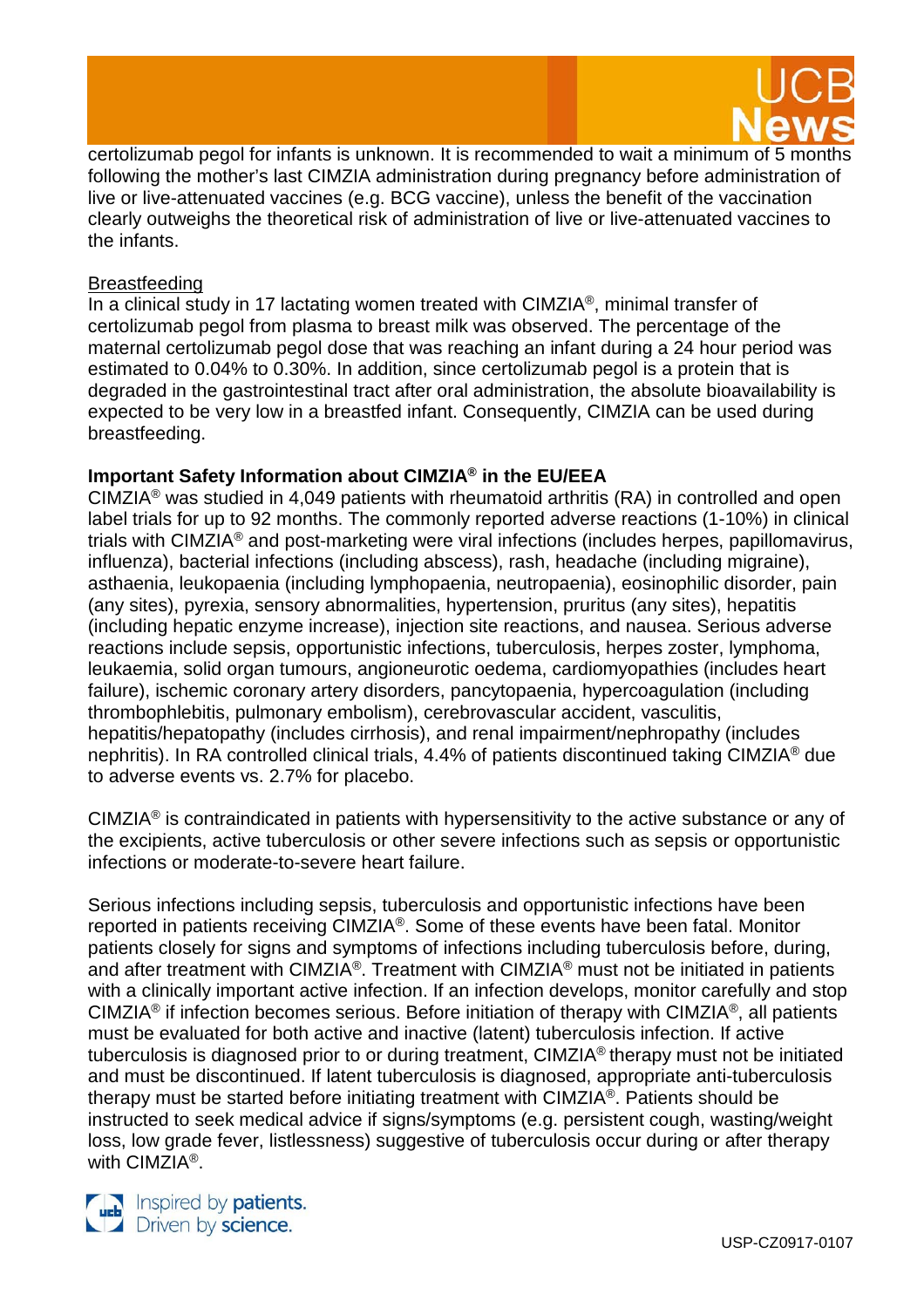certolizumab pegol for infants is unknown. It is recommended to wait a minimum of 5 months following the mother's last CIMZIA administration during pregnancy before administration of live or live-attenuated vaccines (e.g. BCG vaccine), unless the benefit of the vaccination clearly outweighs the theoretical risk of administration of live or live-attenuated vaccines to the infants.

Breastfeeding

In a clinical study in 17 lactating women treated with CIMZIA®, minimal transfer of certolizumab pegol from plasma to breast milk was observed. The percentage of the maternal certolizumab pegol dose that was reaching an infant during a 24 hour period was estimated to 0.04% to 0.30%. In addition, since certolizumab pegol is a protein that is degraded in the gastrointestinal tract after oral administration, the absolute bioavailability is expected to be very low in a breastfed infant. Consequently, CIMZIA can be used during breastfeeding.

**Important Safety Information about CIMZIA® in the EU/EEA**

CIMZIA® was studied in 4,049 patients with rheumatoid arthritis (RA) in controlled and open label trials for up to 92 months. The commonly reported adverse reactions (1-10%) in clinical trials with CIMZIA® and post-marketing were viral infections (includes herpes, papillomavirus, influenza), bacterial infections (including abscess), rash, headache (including migraine), asthaenia, leukopaenia (including lymphopaenia, neutropaenia), eosinophilic disorder, pain (any sites), pyrexia, sensory abnormalities, hypertension, pruritus (any sites), hepatitis (including hepatic enzyme increase), injection site reactions, and nausea. Serious adverse reactions include sepsis, opportunistic infections, tuberculosis, herpes zoster, lymphoma, leukaemia, solid organ tumours, angioneurotic oedema, cardiomyopathies (includes heart failure), ischemic coronary artery disorders, pancytopaenia, hypercoagulation (including thrombophlebitis, pulmonary embolism), cerebrovascular accident, vasculitis, hepatitis/hepatopathy (includes cirrhosis), and renal impairment/nephropathy (includes nephritis). In RA controlled clinical trials, 4.4% of patients discontinued taking CIMZIA® due to adverse events vs. 2.7% for placebo.

CIMZIA® is contraindicated in patients with hypersensitivity to the active substance or any of the excipients, active tuberculosis or other severe infections such as sepsis or opportunistic infections or moderate-to-severe heart failure.

Serious infections including sepsis, tuberculosis and opportunistic infections have been reported in patients receiving CIMZIA®. Some of these events have been fatal. Monitor patients closely for signs and symptoms of infections including tuberculosis before, during, and after treatment with CIMZIA®. Treatment with CIMZIA® must not be initiated in patients with a clinically important active infection. If an infection develops, monitor carefully and stop CIMZIA® if infection becomes serious. Before initiation of therapy with CIMZIA®, all patients must be evaluated for both active and inactive (latent) tuberculosis infection. If active tuberculosis is diagnosed prior to or during treatment, CIMZIA® therapy must not be initiated and must be discontinued. If latent tuberculosis is diagnosed, appropriate anti-tuberculosis therapy must be started before initiating treatment with CIMZIA®. Patients should be instructed to seek medical advice if signs/symptoms (e.g. persistent cough, wasting/weight loss, low grade fever, listlessness) suggestive of tuberculosis occur during or after therapy with CIMZIA®.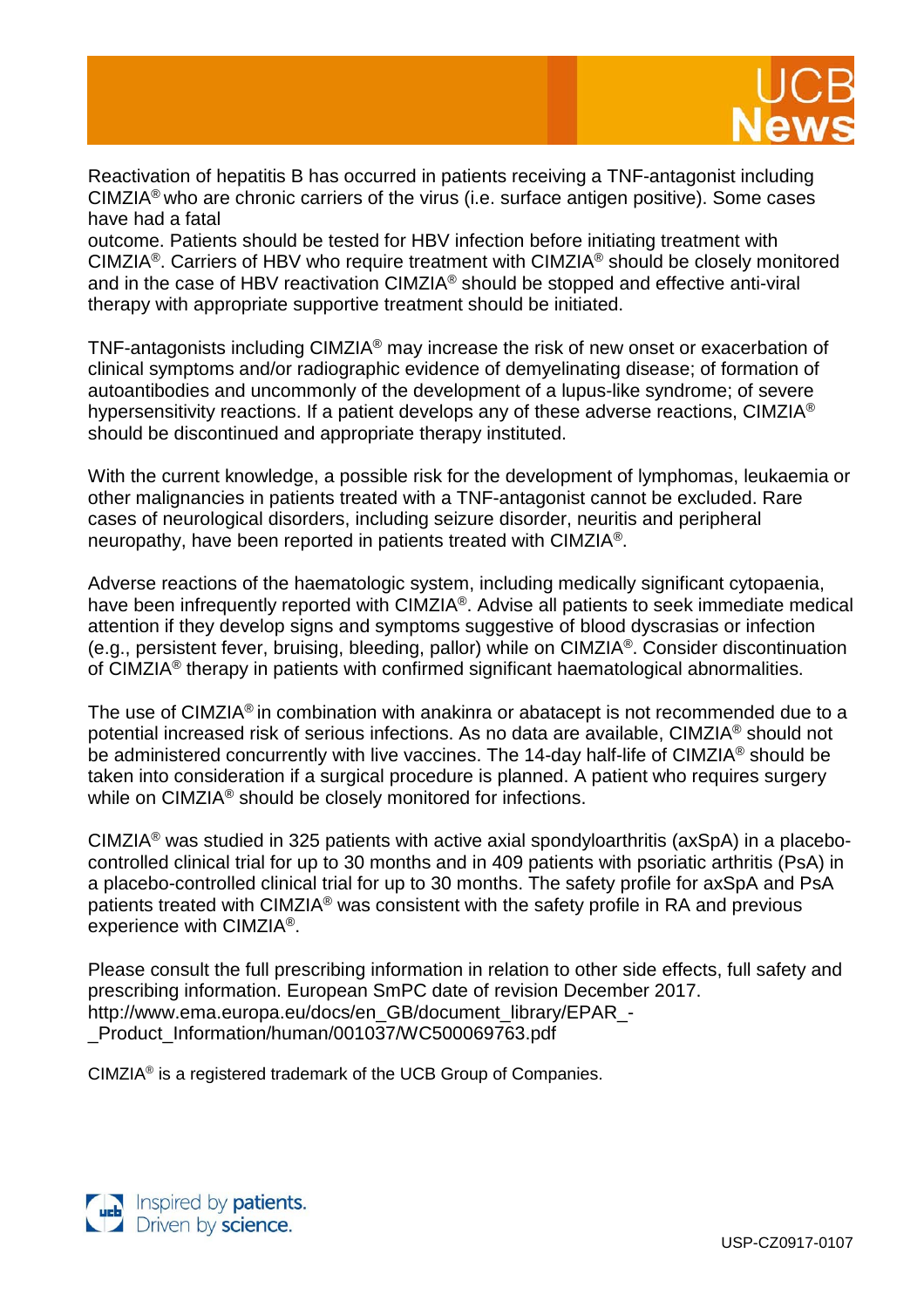Reactivation of hepatitis B has occurred in patients receiving a TNF-antagonist including CIMZIA® who are chronic carriers of the virus (i.e. surface antigen positive). Some cases have had a fatal outcome. Patients should be tested for HBV infection before initiating treatment with CIMZIA®. Carriers of HBV who require treatment with CIMZIA® should be closely monitored and in the case of HBV reactivation CIMZIA® should be stopped and effective anti-viral therapy with appropriate supportive treatment should be initiated.

TNF-antagonists including CIMZIA® may increase the risk of new onset or exacerbation of clinical symptoms and/or radiographic evidence of demyelinating disease; of formation of autoantibodies and uncommonly of the development of a lupus-like syndrome; of severe hypersensitivity reactions. If a patient develops any of these adverse reactions, CIMZIA® should be discontinued and appropriate therapy instituted.

With the current knowledge, a possible risk for the development of lymphomas, leukaemia or other malignancies in patients treated with a TNF-antagonist cannot be excluded. Rare cases of neurological disorders, including seizure disorder, neuritis and peripheral neuropathy, have been reported in patients treated with CIMZIA®.

Adverse reactions of the haematologic system, including medically significant cytopaenia, have been infrequently reported with CIMZIA®. Advise all patients to seek immediate medical attention if they develop signs and symptoms suggestive of blood dyscrasias or infection (e.g., persistent fever, bruising, bleeding, pallor) while on CIMZIA®. Consider discontinuation of CIMZIA® therapy in patients with confirmed significant haematological abnormalities.

The use of CIMZIA® in combination with anakinra or abatacept is not recommended due to a potential increased risk of serious infections. As no data are available, CIMZIA® should not be administered concurrently with live vaccines. The 14-day half-life of CIMZIA® should be taken into consideration if a surgical procedure is planned. A patient who requires surgery while on CIMZIA® should be closely monitored for infections.

CIMZIA® was studied in 325 patients with active axial spondyloarthritis (axSpA) in a placebo-controlled clinical trial for up to 30 months and in 409 patients with psoriatic arthritis (PsA) in a placebo-controlled clinical trial for up to 30 months. The safety profile for axSpA and PsA patients treated with CIMZIA® was consistent with the safety profile in RA and previous experience with CIMZIA®.

Please consult the full prescribing information in relation to other side effects, full safety and prescribing information. European SmPC date of revision December 2017. http://www.ema.europa.eu/docs/en_GB/document_library/EPAR_-_Product_Information/human/001037/WC500069763.pdf

CIMZIA® is a registered trademark of the UCB Group of Companies.

USP-CZ0917-0107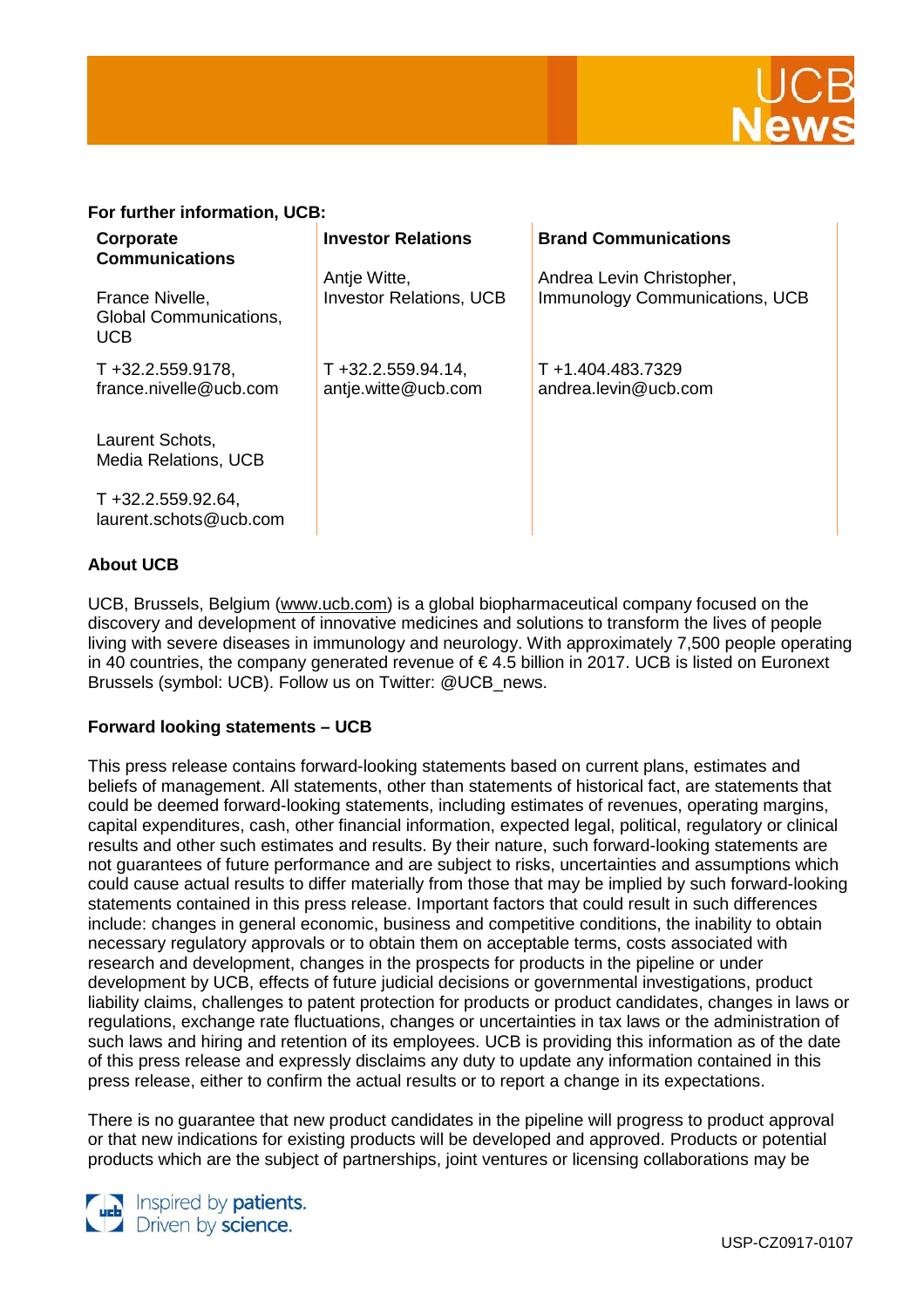**For further information, UCB:**

| Corporate Communications | Investor Relations | Brand Communications |
| --- | --- | --- |
| France Nivelle, Global Communications, UCB | Antje Witte, Investor Relations, UCB | Andrea Levin Christopher, Immunology Communications, UCB |
| T +32.2.559.9178, france.nivelle@ucb.com | T +32.2.559.94.14, antje.witte@ucb.com | T +1.404.483.7329 andrea.levin@ucb.com |
| Laurent Schots, Media Relations, UCB | | |
| T +32.2.559.92.64, laurent.schots@ucb.com | | |

**About UCB**

UCB, Brussels, Belgium (www.ucb.com) is a global biopharmaceutical company focused on the discovery and development of innovative medicines and solutions to transform the lives of people living with severe diseases in immunology and neurology. With approximately 7,500 people operating in 40 countries, the company generated revenue of € 4.5 billion in 2017. UCB is listed on Euronext Brussels (symbol: UCB). Follow us on Twitter: @UCB_news.

**Forward looking statements – UCB**

This press release contains forward-looking statements based on current plans, estimates and beliefs of management. All statements, other than statements of historical fact, are statements that could be deemed forward-looking statements, including estimates of revenues, operating margins, capital expenditures, cash, other financial information, expected legal, political, regulatory or clinical results and other such estimates and results. By their nature, such forward-looking statements are not guarantees of future performance and are subject to risks, uncertainties and assumptions which could cause actual results to differ materially from those that may be implied by such forward-looking statements contained in this press release. Important factors that could result in such differences include: changes in general economic, business and competitive conditions, the inability to obtain necessary regulatory approvals or to obtain them on acceptable terms, costs associated with research and development, changes in the prospects for products in the pipeline or under development by UCB, effects of future judicial decisions or governmental investigations, product liability claims, challenges to patent protection for products or product candidates, changes in laws or regulations, exchange rate fluctuations, changes or uncertainties in tax laws or the administration of such laws and hiring and retention of its employees. UCB is providing this information as of the date of this press release and expressly disclaims any duty to update any information contained in this press release, either to confirm the actual results or to report a change in its expectations.

There is no guarantee that new product candidates in the pipeline will progress to product approval or that new indications for existing products will be developed and approved. Products or potential products which are the subject of partnerships, joint ventures or licensing collaborations may be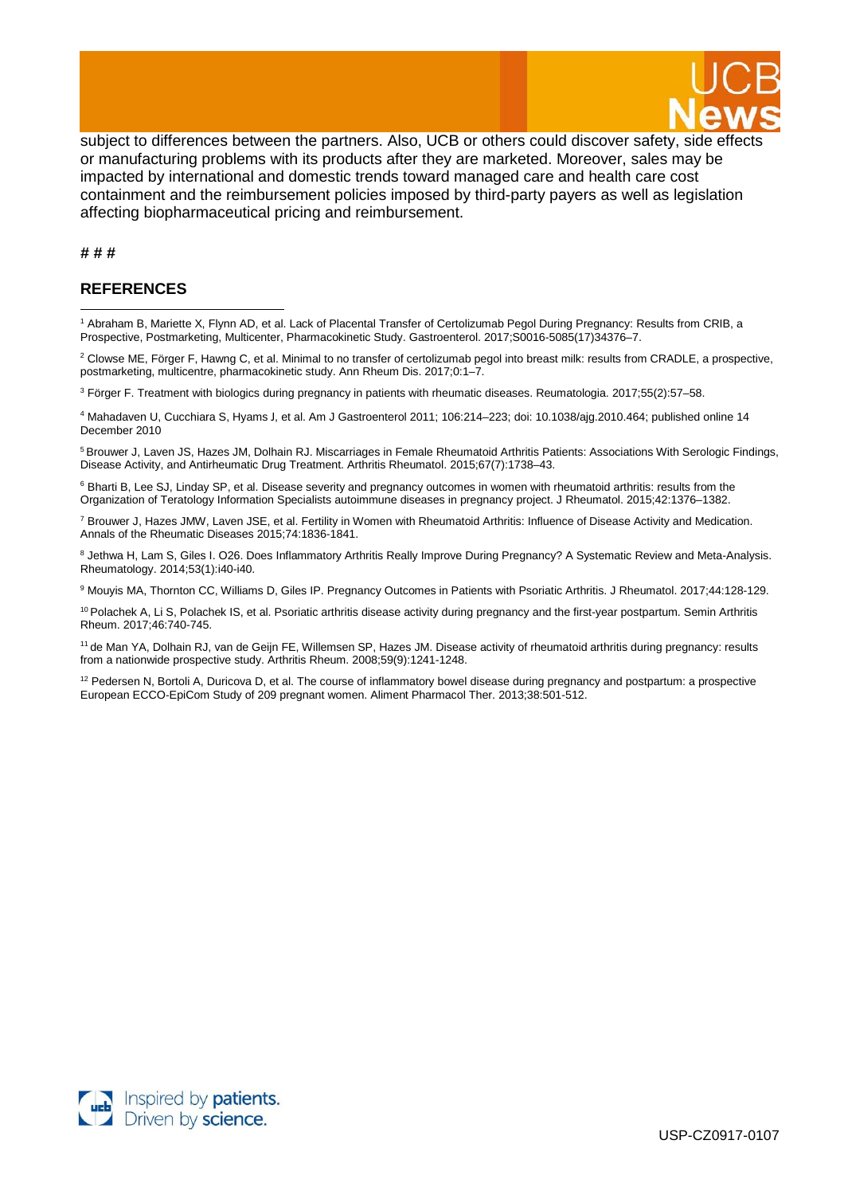subject to differences between the partners. Also, UCB or others could discover safety, side effects or manufacturing problems with its products after they are marketed. Moreover, sales may be impacted by international and domestic trends toward managed care and health care cost containment and the reimbursement policies imposed by third-party payers as well as legislation affecting biopharmaceutical pricing and reimbursement.

# # #

## REFERENCES

[1] Abraham B, Mariette X, Flynn AD, et al. Lack of Placental Transfer of Certolizumab Pegol During Pregnancy: Results from CRIB, a Prospective, Postmarketing, Multicenter, Pharmacokinetic Study. Gastroenterol. 2017;S0016-5085(17)34376–7.

[2] Clowse ME, Förger F, Hawng C, et al. Minimal to no transfer of certolizumab pegol into breast milk: results from CRADLE, a prospective, postmarketing, multicentre, pharmacokinetic study. Ann Rheum Dis. 2017;0:1–7.

[3] Förger F. Treatment with biologics during pregnancy in patients with rheumatic diseases. Reumatologia. 2017;55(2):57–58.

[4] Mahadaven U, Cucchiara S, Hyams J, et al. Am J Gastroenterol 2011; 106:214–223; doi: 10.1038/ajg.2010.464; published online 14 December 2010

[5] Brouwer J, Laven JS, Hazes JM, Dolhain RJ. Miscarriages in Female Rheumatoid Arthritis Patients: Associations With Serologic Findings, Disease Activity, and Antirheumatic Drug Treatment. Arthritis Rheumatol. 2015;67(7):1738–43.

[6] Bharti B, Lee SJ, Linday SP, et al. Disease severity and pregnancy outcomes in women with rheumatoid arthritis: results from the Organization of Teratology Information Specialists autoimmune diseases in pregnancy project. J Rheumatol. 2015;42:1376–1382.

[7] Brouwer J, Hazes JMW, Laven JSE, et al. Fertility in Women with Rheumatoid Arthritis: Influence of Disease Activity and Medication. Annals of the Rheumatic Diseases 2015;74:1836-1841.

[8] Jethwa H, Lam S, Giles I. O26. Does Inflammatory Arthritis Really Improve During Pregnancy? A Systematic Review and Meta-Analysis. Rheumatology. 2014;53(1):i40-i40.

[9] Mouyis MA, Thornton CC, Williams D, Giles IP. Pregnancy Outcomes in Patients with Psoriatic Arthritis. J Rheumatol. 2017;44:128-129.

[10] Polachek A, Li S, Polachek IS, et al. Psoriatic arthritis disease activity during pregnancy and the first-year postpartum. Semin Arthritis Rheum. 2017;46:740-745.

[11] de Man YA, Dolhain RJ, van de Geijn FE, Willemsen SP, Hazes JM. Disease activity of rheumatoid arthritis during pregnancy: results from a nationwide prospective study. Arthritis Rheum. 2008;59(9):1241-1248.

[12] Pedersen N, Bortoli A, Duricova D, et al. The course of inflammatory bowel disease during pregnancy and postpartum: a prospective European ECCO-EpiCom Study of 209 pregnant women. Aliment Pharmacol Ther. 2013;38:501-512.

USP-CZ0917-0107